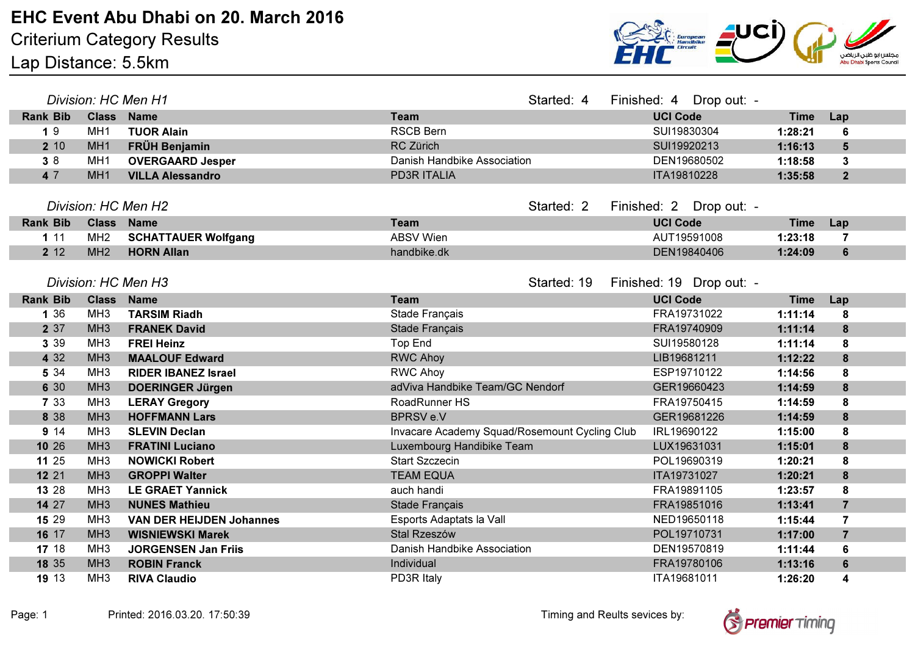# EHC Event Abu Dhabi on 20. March 2016

Criterium Category Results

Lap Distance: 5.5km

*Division: HC Men H1* — Started: 4 Finished: 4 Drop out: -

| Rank | Bib | Class | Name | Team | UCI Code | Time | Lap |
|---|---|---|---|---|---|---|---|
| 1 | 9 | MH1 | **TUOR Alain** | RSCB Bern | SUI19830304 | **1:28:21** | **6** |
| 2 | 10 | MH1 | **FRÜH Benjamin** | RC Zürich | SUI19920213 | **1:16:13** | **5** |
| 3 | 8 | MH1 | **OVERGAARD Jesper** | Danish Handbike Association | DEN19680502 | **1:18:58** | **3** |
| 4 | 7 | MH1 | **VILLA Alessandro** | PD3R ITALIA | ITA19810228 | **1:35:58** | **2** |

*Division: HC Men H2* — Started: 2 Finished: 2 Drop out: -

| Rank | Bib | Class | Name | Team | UCI Code | Time | Lap |
|---|---|---|---|---|---|---|---|
| 1 | 11 | MH2 | **SCHATTAUER Wolfgang** | ABSV Wien | AUT19591008 | **1:23:18** | **7** |
| 2 | 12 | MH2 | **HORN Allan** | handbike.dk | DEN19840406 | **1:24:09** | **6** |

*Division: HC Men H3* — Started: 19 Finished: 19 Drop out: -

| Rank | Bib | Class | Name | Team | UCI Code | Time | Lap |
|---|---|---|---|---|---|---|---|
| 1 | 36 | MH3 | **TARSIM Riadh** | Stade Français | FRA19731022 | **1:11:14** | **8** |
| 2 | 37 | MH3 | **FRANEK David** | Stade Français | FRA19740909 | **1:11:14** | **8** |
| 3 | 39 | MH3 | **FREI Heinz** | Top End | SUI19580128 | **1:11:14** | **8** |
| 4 | 32 | MH3 | **MAALOUF Edward** | RWC Ahoy | LIB19681211 | **1:12:22** | **8** |
| 5 | 34 | MH3 | **RIDER IBANEZ Israel** | RWC Ahoy | ESP19710122 | **1:14:56** | **8** |
| 6 | 30 | MH3 | **DOERINGER Jürgen** | adViva Handbike Team/GC Nendorf | GER19660423 | **1:14:59** | **8** |
| 7 | 33 | MH3 | **LERAY Gregory** | RoadRunner HS | FRA19750415 | **1:14:59** | **8** |
| 8 | 38 | MH3 | **HOFFMANN Lars** | BPRSV e.V | GER19681226 | **1:14:59** | **8** |
| 9 | 14 | MH3 | **SLEVIN Declan** | Invacare Academy Squad/Rosemount Cycling Club | IRL19690122 | **1:15:00** | **8** |
| 10 | 26 | MH3 | **FRATINI Luciano** | Luxembourg Handibike Team | LUX19631031 | **1:15:01** | **8** |
| 11 | 25 | MH3 | **NOWICKI Robert** | Start Szczecin | POL19690319 | **1:20:21** | **8** |
| 12 | 21 | MH3 | **GROPPI Walter** | TEAM EQUA | ITA19731027 | **1:20:21** | **8** |
| 13 | 28 | MH3 | **LE GRAET Yannick** | auch handi | FRA19891105 | **1:23:57** | **8** |
| 14 | 27 | MH3 | **NUNES Mathieu** | Stade Français | FRA19851016 | **1:13:41** | **7** |
| 15 | 29 | MH3 | **VAN DER HEIJDEN Johannes** | Esports Adaptats la Vall | NED19650118 | **1:15:44** | **7** |
| 16 | 17 | MH3 | **WISNIEWSKI Marek** | Stal Rzeszów | POL19710731 | **1:17:00** | **7** |
| 17 | 18 | MH3 | **JORGENSEN Jan Friis** | Danish Handbike Association | DEN19570819 | **1:11:44** | **6** |
| 18 | 35 | MH3 | **ROBIN Franck** | Individual | FRA19780106 | **1:13:16** | **6** |
| 19 | 13 | MH3 | **RIVA Claudio** | PD3R Italy | ITA19681011 | **1:26:20** | **4** |

Printed: 2016.03.20. 17:50:39

Timing and Reults sevices by: Premier Timing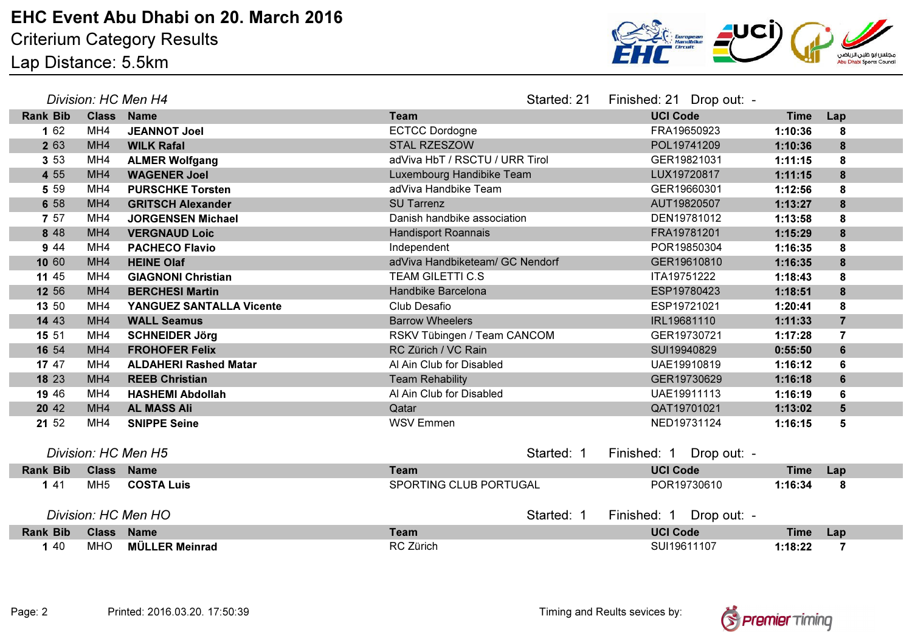# EHC Event Abu Dhabi on 20. March 2016

Criterium Category Results

Lap Distance: 5.5km

*Division: HC Men H4* Started: 21 Finished: 21 Drop out: -

| Rank | Bib | Class | Name | Team | UCI Code | Time | Lap |
|---|---|---|---|---|---|---|---|
| 1 | 62 | MH4 | **JEANNOT Joel** | ECTCC Dordogne | FRA19650923 | **1:10:36** | **8** |
| 2 | 63 | MH4 | **WILK Rafal** | STAL RZESZOW | POL19741209 | **1:10:36** | **8** |
| 3 | 53 | MH4 | **ALMER Wolfgang** | adViva HbT / RSCTU / URR Tirol | GER19821031 | **1:11:15** | **8** |
| 4 | 55 | MH4 | **WAGENER Joel** | Luxembourg Handibike Team | LUX19720817 | **1:11:15** | **8** |
| 5 | 59 | MH4 | **PURSCHKE Torsten** | adViva Handbike Team | GER19660301 | **1:12:56** | **8** |
| 6 | 58 | MH4 | **GRITSCH Alexander** | SU Tarrenz | AUT19820507 | **1:13:27** | **8** |
| 7 | 57 | MH4 | **JORGENSEN Michael** | Danish handbike association | DEN19781012 | **1:13:58** | **8** |
| 8 | 48 | MH4 | **VERGNAUD Loic** | Handisport Roannais | FRA19781201 | **1:15:29** | **8** |
| 9 | 44 | MH4 | **PACHECO Flavio** | Independent | POR19850304 | **1:16:35** | **8** |
| 10 | 60 | MH4 | **HEINE Olaf** | adViva Handbiketeam/ GC Nendorf | GER19610810 | **1:16:35** | **8** |
| 11 | 45 | MH4 | **GIAGNONI Christian** | TEAM GILETTI C.S | ITA19751222 | **1:18:43** | **8** |
| 12 | 56 | MH4 | **BERCHESI Martin** | Handbike Barcelona | ESP19780423 | **1:18:51** | **8** |
| 13 | 50 | MH4 | **YANGUEZ SANTALLA Vicente** | Club Desafio | ESP19721021 | **1:20:41** | **8** |
| 14 | 43 | MH4 | **WALL Seamus** | Barrow Wheelers | IRL19681110 | **1:11:33** | **7** |
| 15 | 51 | MH4 | **SCHNEIDER Jörg** | RSKV Tübingen / Team CANCOM | GER19730721 | **1:17:28** | **7** |
| 16 | 54 | MH4 | **FROHOFER Felix** | RC Zürich / VC Rain | SUI19940829 | **0:55:50** | **6** |
| 17 | 47 | MH4 | **ALDAHERI Rashed Matar** | Al Ain Club for Disabled | UAE19910819 | **1:16:12** | **6** |
| 18 | 23 | MH4 | **REEB Christian** | Team Rehability | GER19730629 | **1:16:18** | **6** |
| 19 | 46 | MH4 | **HASHEMI Abdollah** | Al Ain Club for Disabled | UAE19911113 | **1:16:19** | **6** |
| 20 | 42 | MH4 | **AL MASS Ali** | Qatar | QAT19701021 | **1:13:02** | **5** |
| 21 | 52 | MH4 | **SNIPPE Seine** | WSV Emmen | NED19731124 | **1:16:15** | **5** |

*Division: HC Men H5* Started: 1 Finished: 1 Drop out: -

| Rank | Bib | Class | Name | Team | UCI Code | Time | Lap |
|---|---|---|---|---|---|---|---|
| 1 | 41 | MH5 | **COSTA Luis** | SPORTING CLUB PORTUGAL | POR19730610 | **1:16:34** | **8** |

*Division: HC Men HO* Started: 1 Finished: 1 Drop out: -

| Rank | Bib | Class | Name | Team | UCI Code | Time | Lap |
|---|---|---|---|---|---|---|---|
| 1 | 40 | MHO | **MÜLLER Meinrad** | RC Zürich | SUI19611107 | **1:18:22** | **7** |

Printed: 2016.03.20. 17:50:39

Timing and Reults services by: Premier Timing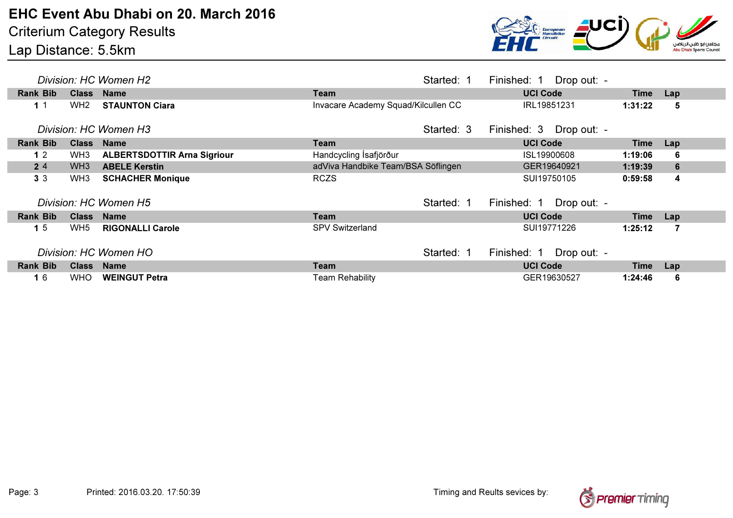# EHC Event Abu Dhabi on 20. March 2016

Criterium Category Results

Lap Distance: 5.5km

*Division: HC Women H2* Started: 1 Finished: 1 Drop out: -

| Rank | Bib | Class | Name | Team | UCI Code | Time | Lap |
|---|---|---|---|---|---|---|---|
| **1** | 1 | WH2 | **STAUNTON Ciara** | Invacare Academy Squad/Kilcullen CC | IRL19851231 | **1:31:22** | **5** |

*Division: HC Women H3* Started: 3 Finished: 3 Drop out: -

| Rank | Bib | Class | Name | Team | UCI Code | Time | Lap |
|---|---|---|---|---|---|---|---|
| **1** | 2 | WH3 | **ALBERTSDOTTIR Arna Sigriour** | Handcycling Ísafjörður | ISL19900608 | **1:19:06** | **6** |
| **2** | 4 | WH3 | **ABELE Kerstin** | adViva Handbike Team/BSA Söflingen | GER19640921 | **1:19:39** | **6** |
| **3** | 3 | WH3 | **SCHACHER Monique** | RCZS | SUI19750105 | **0:59:58** | **4** |

*Division: HC Women H5* Started: 1 Finished: 1 Drop out: -

| Rank | Bib | Class | Name | Team | UCI Code | Time | Lap |
|---|---|---|---|---|---|---|---|
| **1** | 5 | WH5 | **RIGONALLI Carole** | SPV Switzerland | SUI19771226 | **1:25:12** | **7** |

*Division: HC Women HO* Started: 1 Finished: 1 Drop out: -

| Rank | Bib | Class | Name | Team | UCI Code | Time | Lap |
|---|---|---|---|---|---|---|---|
| **1** | 6 | WHO | **WEINGUT Petra** | Team Rehability | GER19630527 | **1:24:46** | **6** |

Printed: 2016.03.20. 17:50:39

Timing and Reults services by: Premier Timing